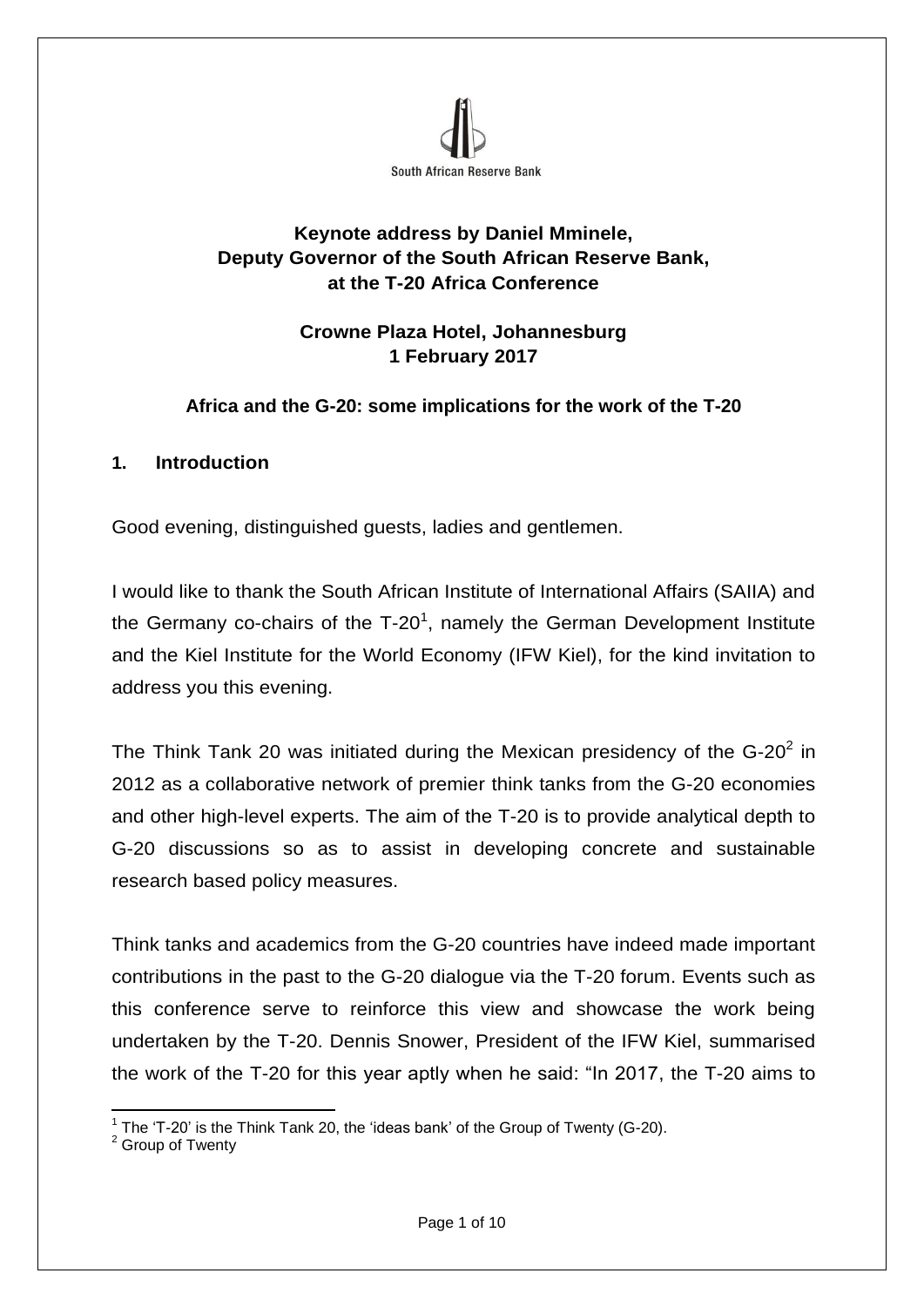South African Reserve Bank

**Keynote address by Daniel Mminele,**
**Deputy Governor of the South African Reserve Bank,**
**at the T-20 Africa Conference**

**Crowne Plaza Hotel, Johannesburg**
**1 February 2017**

**Africa and the G-20: some implications for the work of the T-20**

## 1. Introduction

Good evening, distinguished guests, ladies and gentlemen.

I would like to thank the South African Institute of International Affairs (SAIIA) and the Germany co-chairs of the T-20[1], namely the German Development Institute and the Kiel Institute for the World Economy (IFW Kiel), for the kind invitation to address you this evening.

The Think Tank 20 was initiated during the Mexican presidency of the G-20[2] in 2012 as a collaborative network of premier think tanks from the G-20 economies and other high-level experts. The aim of the T-20 is to provide analytical depth to G-20 discussions so as to assist in developing concrete and sustainable research based policy measures.

Think tanks and academics from the G-20 countries have indeed made important contributions in the past to the G-20 dialogue via the T-20 forum. Events such as this conference serve to reinforce this view and showcase the work being undertaken by the T-20. Dennis Snower, President of the IFW Kiel, summarised the work of the T-20 for this year aptly when he said: "In 2017, the T-20 aims to

[1] The 'T-20' is the Think Tank 20, the 'ideas bank' of the Group of Twenty (G-20).
[2] Group of Twenty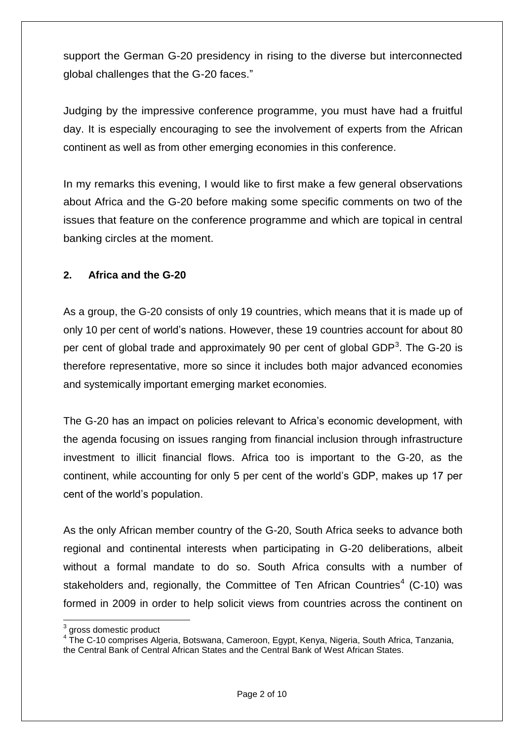support the German G-20 presidency in rising to the diverse but interconnected global challenges that the G-20 faces."

Judging by the impressive conference programme, you must have had a fruitful day. It is especially encouraging to see the involvement of experts from the African continent as well as from other emerging economies in this conference.

In my remarks this evening, I would like to first make a few general observations about Africa and the G-20 before making some specific comments on two of the issues that feature on the conference programme and which are topical in central banking circles at the moment.

## 2. Africa and the G-20

As a group, the G-20 consists of only 19 countries, which means that it is made up of only 10 per cent of world's nations. However, these 19 countries account for about 80 per cent of global trade and approximately 90 per cent of global GDP[3]. The G-20 is therefore representative, more so since it includes both major advanced economies and systemically important emerging market economies.

The G-20 has an impact on policies relevant to Africa's economic development, with the agenda focusing on issues ranging from financial inclusion through infrastructure investment to illicit financial flows. Africa too is important to the G-20, as the continent, while accounting for only 5 per cent of the world's GDP, makes up 17 per cent of the world's population.

As the only African member country of the G-20, South Africa seeks to advance both regional and continental interests when participating in G-20 deliberations, albeit without a formal mandate to do so. South Africa consults with a number of stakeholders and, regionally, the Committee of Ten African Countries[4] (C-10) was formed in 2009 in order to help solicit views from countries across the continent on

[3] gross domestic product

[4] The C-10 comprises Algeria, Botswana, Cameroon, Egypt, Kenya, Nigeria, South Africa, Tanzania, the Central Bank of Central African States and the Central Bank of West African States.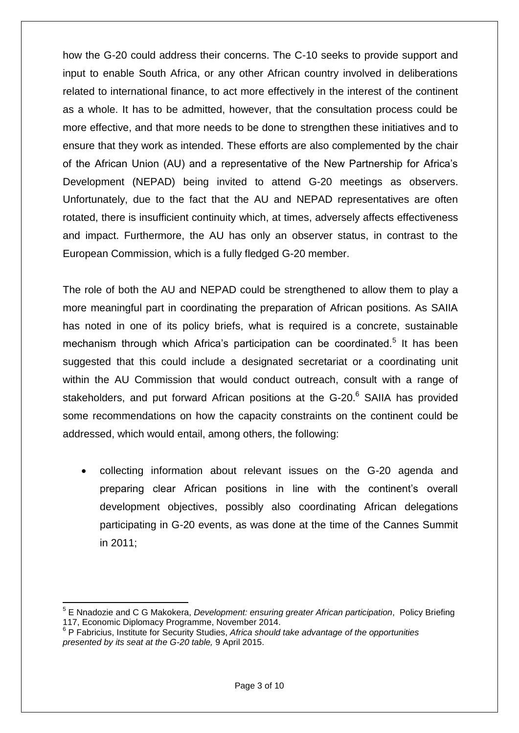how the G-20 could address their concerns. The C-10 seeks to provide support and input to enable South Africa, or any other African country involved in deliberations related to international finance, to act more effectively in the interest of the continent as a whole. It has to be admitted, however, that the consultation process could be more effective, and that more needs to be done to strengthen these initiatives and to ensure that they work as intended. These efforts are also complemented by the chair of the African Union (AU) and a representative of the New Partnership for Africa's Development (NEPAD) being invited to attend G-20 meetings as observers. Unfortunately, due to the fact that the AU and NEPAD representatives are often rotated, there is insufficient continuity which, at times, adversely affects effectiveness and impact. Furthermore, the AU has only an observer status, in contrast to the European Commission, which is a fully fledged G-20 member.

The role of both the AU and NEPAD could be strengthened to allow them to play a more meaningful part in coordinating the preparation of African positions. As SAIIA has noted in one of its policy briefs, what is required is a concrete, sustainable mechanism through which Africa's participation can be coordinated.[5] It has been suggested that this could include a designated secretariat or a coordinating unit within the AU Commission that would conduct outreach, consult with a range of stakeholders, and put forward African positions at the G-20.[6] SAIIA has provided some recommendations on how the capacity constraints on the continent could be addressed, which would entail, among others, the following:

- collecting information about relevant issues on the G-20 agenda and preparing clear African positions in line with the continent's overall development objectives, possibly also coordinating African delegations participating in G-20 events, as was done at the time of the Cannes Summit in 2011;

---

[5] E Nnadozie and C G Makokera, *Development: ensuring greater African participation*, Policy Briefing 117, Economic Diplomacy Programme, November 2014.

[6] P Fabricius, Institute for Security Studies, *Africa should take advantage of the opportunities presented by its seat at the G-20 table,* 9 April 2015.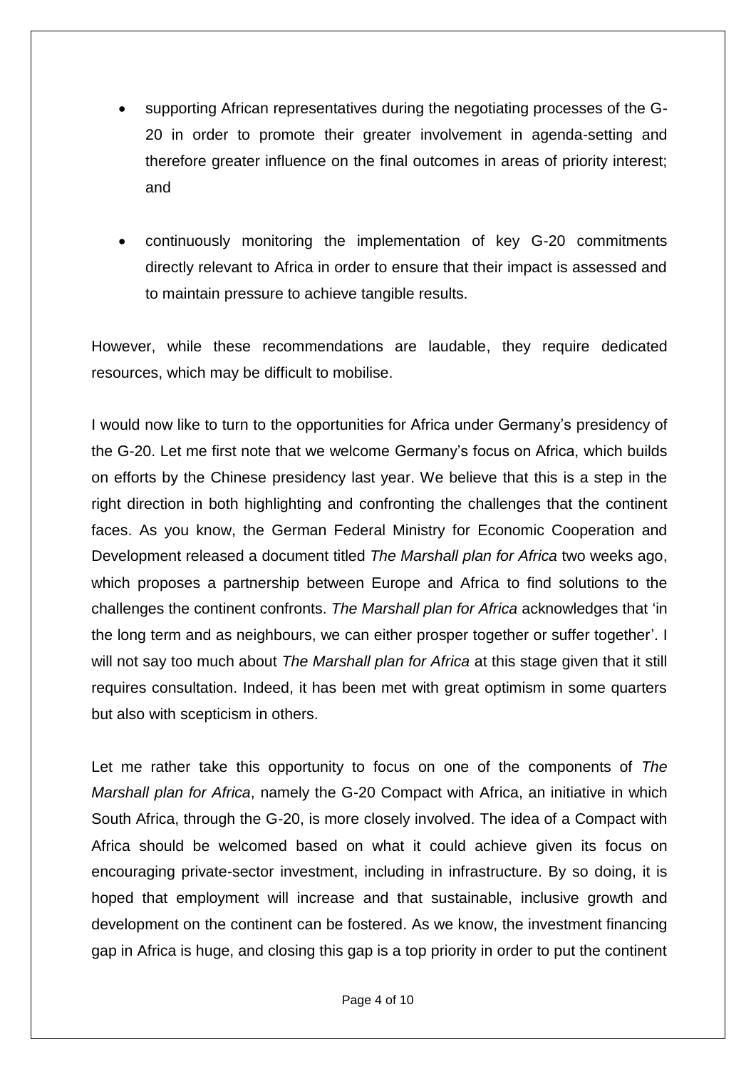- supporting African representatives during the negotiating processes of the G-20 in order to promote their greater involvement in agenda-setting and therefore greater influence on the final outcomes in areas of priority interest; and

- continuously monitoring the implementation of key G-20 commitments directly relevant to Africa in order to ensure that their impact is assessed and to maintain pressure to achieve tangible results.

However, while these recommendations are laudable, they require dedicated resources, which may be difficult to mobilise.

I would now like to turn to the opportunities for Africa under Germany's presidency of the G-20. Let me first note that we welcome Germany's focus on Africa, which builds on efforts by the Chinese presidency last year. We believe that this is a step in the right direction in both highlighting and confronting the challenges that the continent faces. As you know, the German Federal Ministry for Economic Cooperation and Development released a document titled *The Marshall plan for Africa* two weeks ago, which proposes a partnership between Europe and Africa to find solutions to the challenges the continent confronts. *The Marshall plan for Africa* acknowledges that 'in the long term and as neighbours, we can either prosper together or suffer together'. I will not say too much about *The Marshall plan for Africa* at this stage given that it still requires consultation. Indeed, it has been met with great optimism in some quarters but also with scepticism in others.

Let me rather take this opportunity to focus on one of the components of *The Marshall plan for Africa*, namely the G-20 Compact with Africa, an initiative in which South Africa, through the G-20, is more closely involved. The idea of a Compact with Africa should be welcomed based on what it could achieve given its focus on encouraging private-sector investment, including in infrastructure. By so doing, it is hoped that employment will increase and that sustainable, inclusive growth and development on the continent can be fostered. As we know, the investment financing gap in Africa is huge, and closing this gap is a top priority in order to put the continent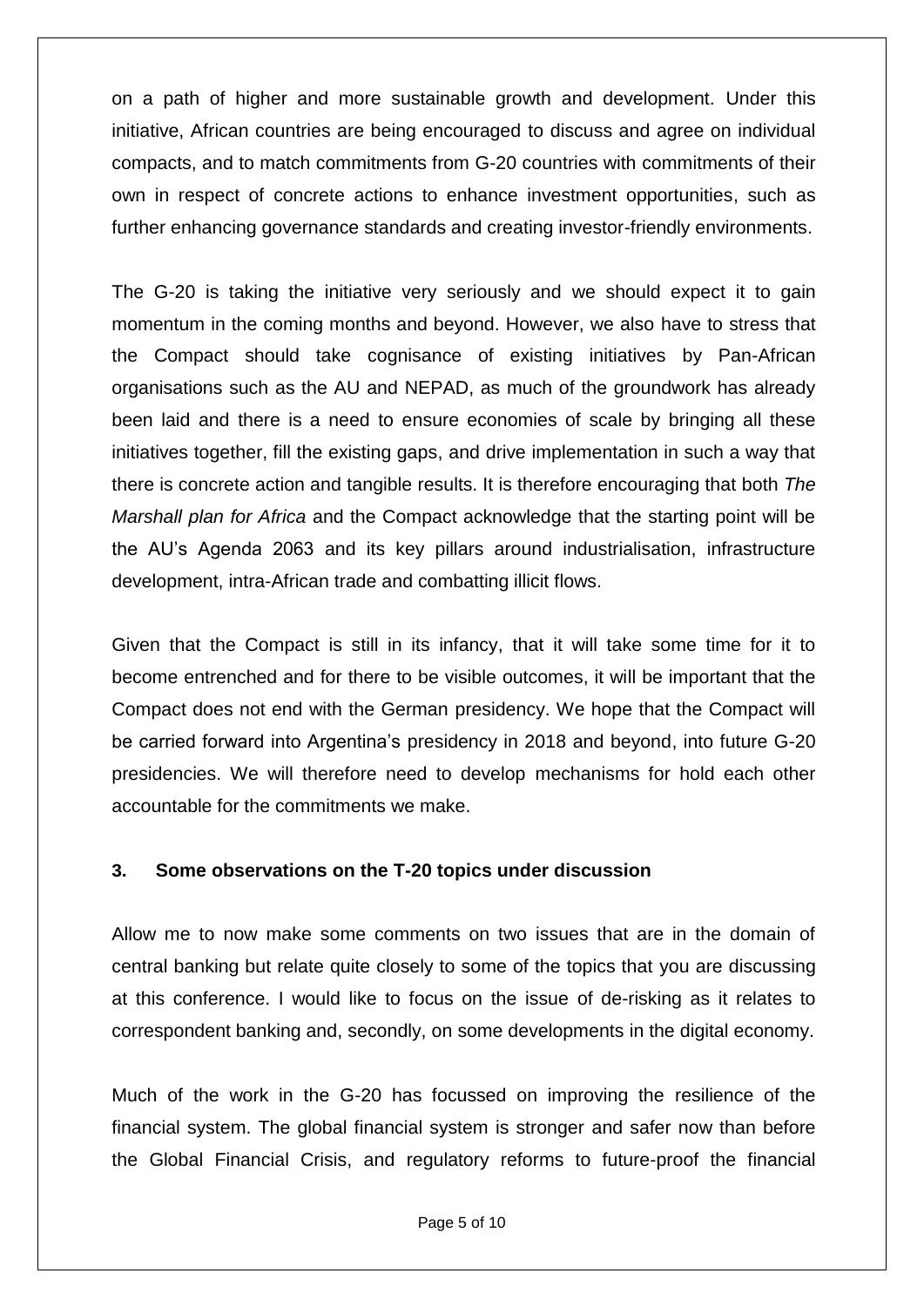on a path of higher and more sustainable growth and development. Under this initiative, African countries are being encouraged to discuss and agree on individual compacts, and to match commitments from G-20 countries with commitments of their own in respect of concrete actions to enhance investment opportunities, such as further enhancing governance standards and creating investor-friendly environments.

The G-20 is taking the initiative very seriously and we should expect it to gain momentum in the coming months and beyond. However, we also have to stress that the Compact should take cognisance of existing initiatives by Pan-African organisations such as the AU and NEPAD, as much of the groundwork has already been laid and there is a need to ensure economies of scale by bringing all these initiatives together, fill the existing gaps, and drive implementation in such a way that there is concrete action and tangible results. It is therefore encouraging that both *The Marshall plan for Africa* and the Compact acknowledge that the starting point will be the AU's Agenda 2063 and its key pillars around industrialisation, infrastructure development, intra-African trade and combatting illicit flows.

Given that the Compact is still in its infancy, that it will take some time for it to become entrenched and for there to be visible outcomes, it will be important that the Compact does not end with the German presidency. We hope that the Compact will be carried forward into Argentina's presidency in 2018 and beyond, into future G-20 presidencies. We will therefore need to develop mechanisms for hold each other accountable for the commitments we make.

## 3. Some observations on the T-20 topics under discussion

Allow me to now make some comments on two issues that are in the domain of central banking but relate quite closely to some of the topics that you are discussing at this conference. I would like to focus on the issue of de-risking as it relates to correspondent banking and, secondly, on some developments in the digital economy.

Much of the work in the G-20 has focussed on improving the resilience of the financial system. The global financial system is stronger and safer now than before the Global Financial Crisis, and regulatory reforms to future-proof the financial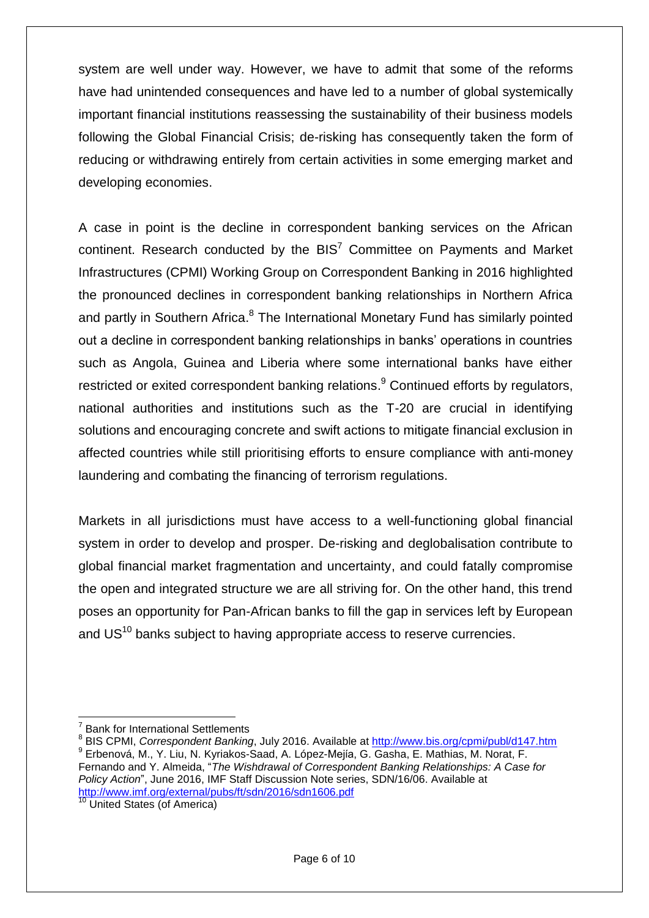system are well under way. However, we have to admit that some of the reforms have had unintended consequences and have led to a number of global systemically important financial institutions reassessing the sustainability of their business models following the Global Financial Crisis; de-risking has consequently taken the form of reducing or withdrawing entirely from certain activities in some emerging market and developing economies.

A case in point is the decline in correspondent banking services on the African continent. Research conducted by the BIS[7] Committee on Payments and Market Infrastructures (CPMI) Working Group on Correspondent Banking in 2016 highlighted the pronounced declines in correspondent banking relationships in Northern Africa and partly in Southern Africa.[8] The International Monetary Fund has similarly pointed out a decline in correspondent banking relationships in banks' operations in countries such as Angola, Guinea and Liberia where some international banks have either restricted or exited correspondent banking relations.[9] Continued efforts by regulators, national authorities and institutions such as the T-20 are crucial in identifying solutions and encouraging concrete and swift actions to mitigate financial exclusion in affected countries while still prioritising efforts to ensure compliance with anti-money laundering and combating the financing of terrorism regulations.

Markets in all jurisdictions must have access to a well-functioning global financial system in order to develop and prosper. De-risking and deglobalisation contribute to global financial market fragmentation and uncertainty, and could fatally compromise the open and integrated structure we are all striving for. On the other hand, this trend poses an opportunity for Pan-African banks to fill the gap in services left by European and US[10] banks subject to having appropriate access to reserve currencies.

---

[7] Bank for International Settlements

[8] BIS CPMI, *Correspondent Banking*, July 2016. Available at http://www.bis.org/cpmi/publ/d147.htm

[9] Erbenová, M., Y. Liu, N. Kyriakos-Saad, A. López-Mejía, G. Gasha, E. Mathias, M. Norat, F. Fernando and Y. Almeida, "*The Wishdrawal of Correspondent Banking Relationships: A Case for Policy Action*", June 2016, IMF Staff Discussion Note series, SDN/16/06. Available at http://www.imf.org/external/pubs/ft/sdn/2016/sdn1606.pdf

[10] United States (of America)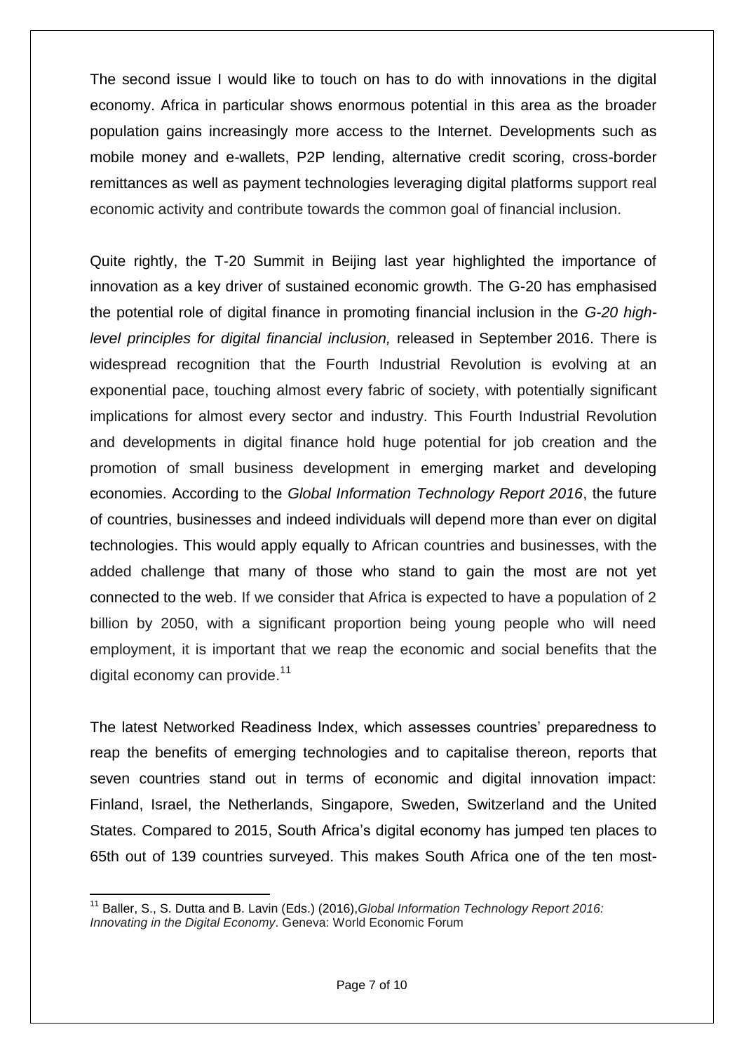The second issue I would like to touch on has to do with innovations in the digital economy. Africa in particular shows enormous potential in this area as the broader population gains increasingly more access to the Internet. Developments such as mobile money and e-wallets, P2P lending, alternative credit scoring, cross-border remittances as well as payment technologies leveraging digital platforms support real economic activity and contribute towards the common goal of financial inclusion.

Quite rightly, the T-20 Summit in Beijing last year highlighted the importance of innovation as a key driver of sustained economic growth. The G-20 has emphasised the potential role of digital finance in promoting financial inclusion in the *G-20 high-level principles for digital financial inclusion,* released in September 2016. There is widespread recognition that the Fourth Industrial Revolution is evolving at an exponential pace, touching almost every fabric of society, with potentially significant implications for almost every sector and industry. This Fourth Industrial Revolution and developments in digital finance hold huge potential for job creation and the promotion of small business development in emerging market and developing economies. According to the *Global Information Technology Report 2016*, the future of countries, businesses and indeed individuals will depend more than ever on digital technologies. This would apply equally to African countries and businesses, with the added challenge that many of those who stand to gain the most are not yet connected to the web. If we consider that Africa is expected to have a population of 2 billion by 2050, with a significant proportion being young people who will need employment, it is important that we reap the economic and social benefits that the digital economy can provide.[11]

The latest Networked Readiness Index, which assesses countries' preparedness to reap the benefits of emerging technologies and to capitalise thereon, reports that seven countries stand out in terms of economic and digital innovation impact: Finland, Israel, the Netherlands, Singapore, Sweden, Switzerland and the United States. Compared to 2015, South Africa's digital economy has jumped ten places to 65th out of 139 countries surveyed. This makes South Africa one of the ten most-

[11] Baller, S., S. Dutta and B. Lavin (Eds.) (2016),*Global Information Technology Report 2016: Innovating in the Digital Economy*. Geneva: World Economic Forum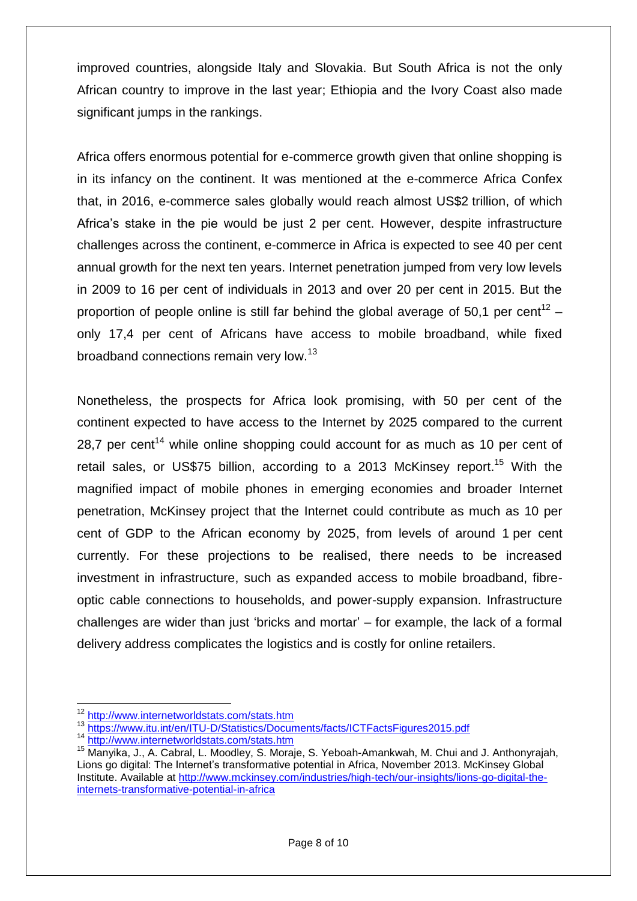improved countries, alongside Italy and Slovakia. But South Africa is not the only African country to improve in the last year; Ethiopia and the Ivory Coast also made significant jumps in the rankings.

Africa offers enormous potential for e-commerce growth given that online shopping is in its infancy on the continent. It was mentioned at the e-commerce Africa Confex that, in 2016, e-commerce sales globally would reach almost US$2 trillion, of which Africa's stake in the pie would be just 2 per cent. However, despite infrastructure challenges across the continent, e-commerce in Africa is expected to see 40 per cent annual growth for the next ten years. Internet penetration jumped from very low levels in 2009 to 16 per cent of individuals in 2013 and over 20 per cent in 2015. But the proportion of people online is still far behind the global average of 50,1 per cent[12] – only 17,4 per cent of Africans have access to mobile broadband, while fixed broadband connections remain very low.[13]

Nonetheless, the prospects for Africa look promising, with 50 per cent of the continent expected to have access to the Internet by 2025 compared to the current 28,7 per cent[14] while online shopping could account for as much as 10 per cent of retail sales, or US$75 billion, according to a 2013 McKinsey report.[15] With the magnified impact of mobile phones in emerging economies and broader Internet penetration, McKinsey project that the Internet could contribute as much as 10 per cent of GDP to the African economy by 2025, from levels of around 1 per cent currently. For these projections to be realised, there needs to be increased investment in infrastructure, such as expanded access to mobile broadband, fibre-optic cable connections to households, and power-supply expansion. Infrastructure challenges are wider than just 'bricks and mortar' – for example, the lack of a formal delivery address complicates the logistics and is costly for online retailers.

---

[12] http://www.internetworldstats.com/stats.htm

[13] https://www.itu.int/en/ITU-D/Statistics/Documents/facts/ICTFactsFigures2015.pdf

[14] http://www.internetworldstats.com/stats.htm

[15] Manyika, J., A. Cabral, L. Moodley, S. Moraje, S. Yeboah-Amankwah, M. Chui and J. Anthonyrajah, Lions go digital: The Internet's transformative potential in Africa, November 2013. McKinsey Global Institute. Available at http://www.mckinsey.com/industries/high-tech/our-insights/lions-go-digital-the-internets-transformative-potential-in-africa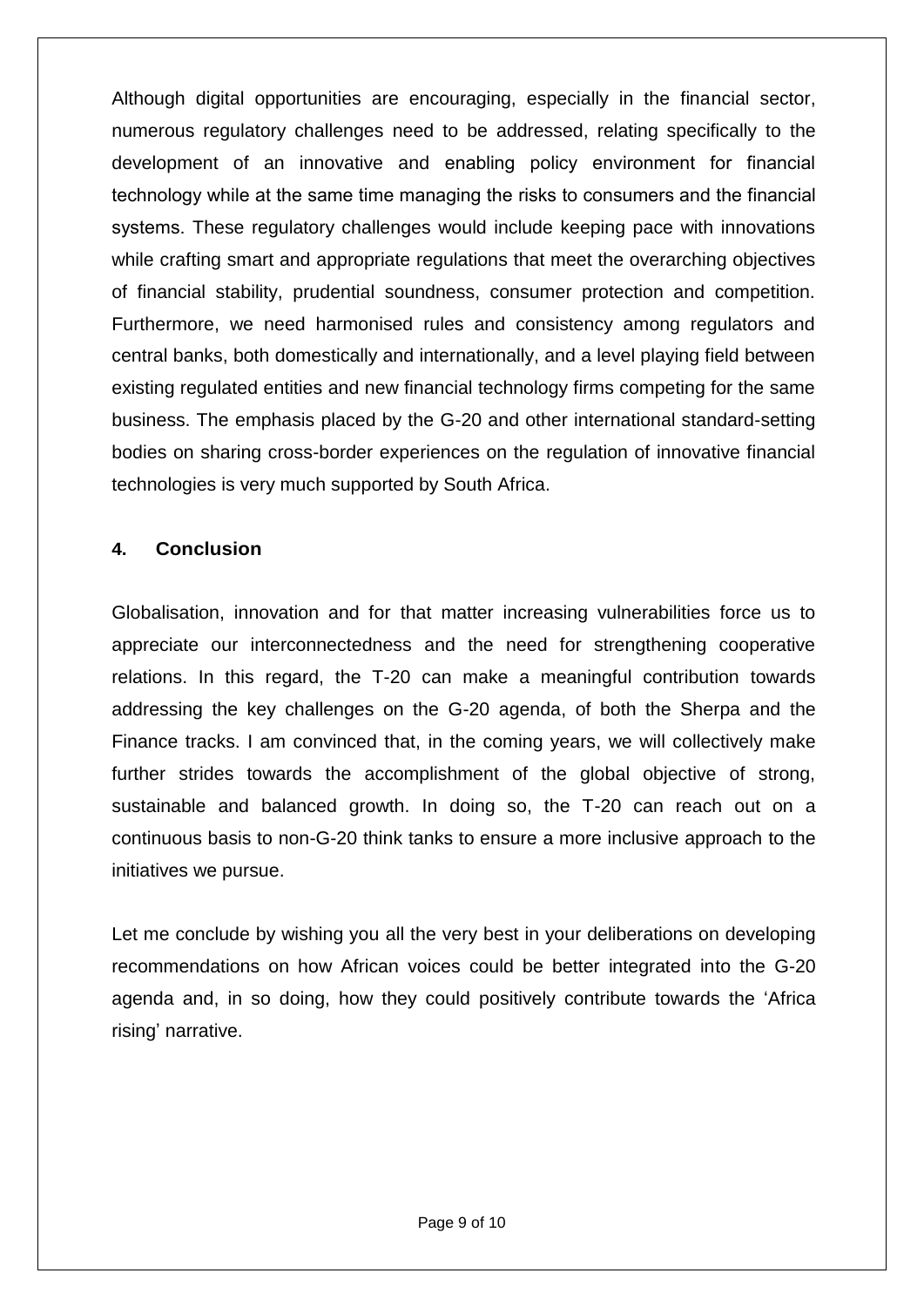Although digital opportunities are encouraging, especially in the financial sector, numerous regulatory challenges need to be addressed, relating specifically to the development of an innovative and enabling policy environment for financial technology while at the same time managing the risks to consumers and the financial systems. These regulatory challenges would include keeping pace with innovations while crafting smart and appropriate regulations that meet the overarching objectives of financial stability, prudential soundness, consumer protection and competition. Furthermore, we need harmonised rules and consistency among regulators and central banks, both domestically and internationally, and a level playing field between existing regulated entities and new financial technology firms competing for the same business. The emphasis placed by the G-20 and other international standard-setting bodies on sharing cross-border experiences on the regulation of innovative financial technologies is very much supported by South Africa.

## 4. Conclusion

Globalisation, innovation and for that matter increasing vulnerabilities force us to appreciate our interconnectedness and the need for strengthening cooperative relations. In this regard, the T-20 can make a meaningful contribution towards addressing the key challenges on the G-20 agenda, of both the Sherpa and the Finance tracks. I am convinced that, in the coming years, we will collectively make further strides towards the accomplishment of the global objective of strong, sustainable and balanced growth. In doing so, the T-20 can reach out on a continuous basis to non-G-20 think tanks to ensure a more inclusive approach to the initiatives we pursue.

Let me conclude by wishing you all the very best in your deliberations on developing recommendations on how African voices could be better integrated into the G-20 agenda and, in so doing, how they could positively contribute towards the 'Africa rising' narrative.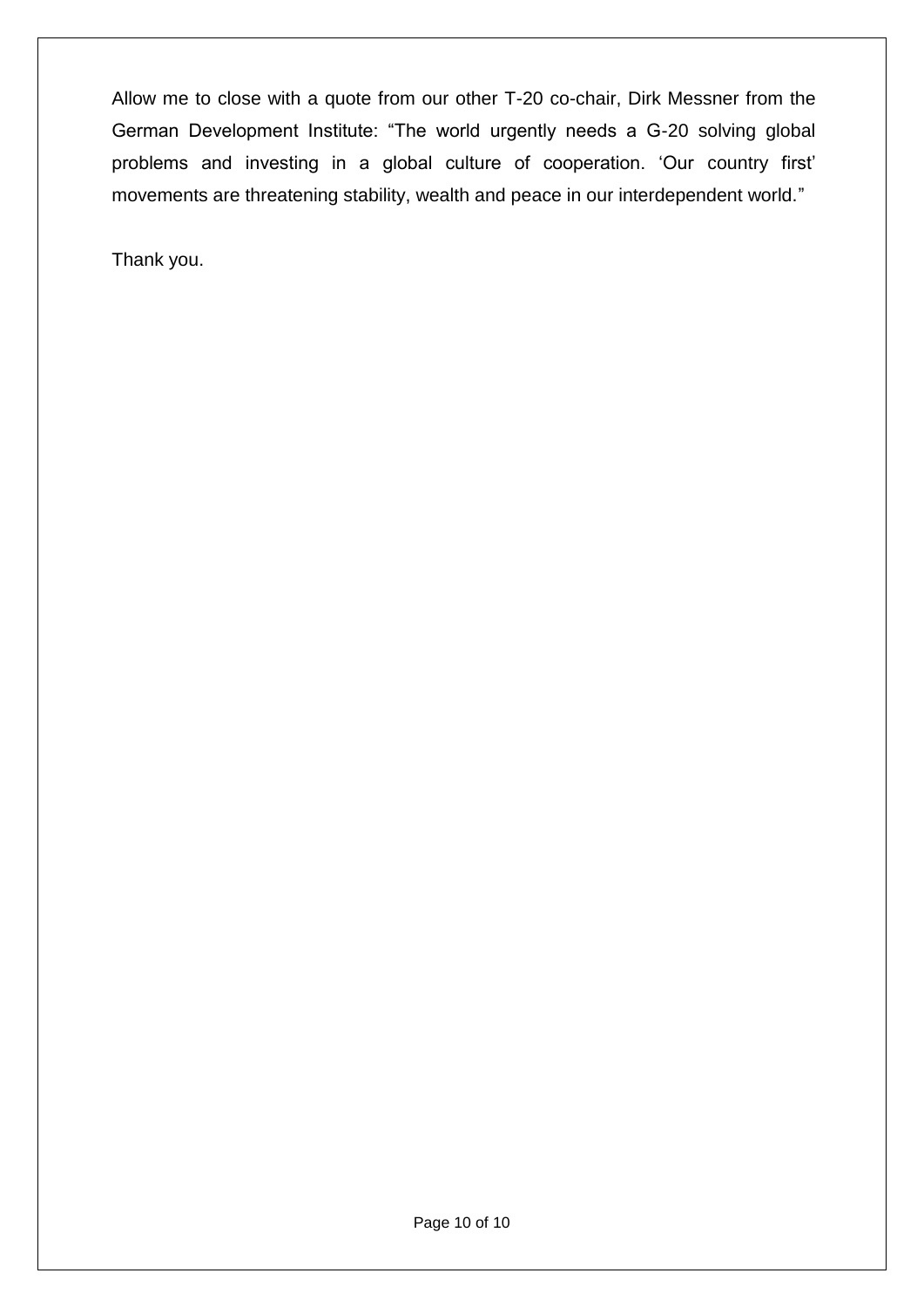Allow me to close with a quote from our other T-20 co-chair, Dirk Messner from the German Development Institute: "The world urgently needs a G-20 solving global problems and investing in a global culture of cooperation. 'Our country first' movements are threatening stability, wealth and peace in our interdependent world."

Thank you.